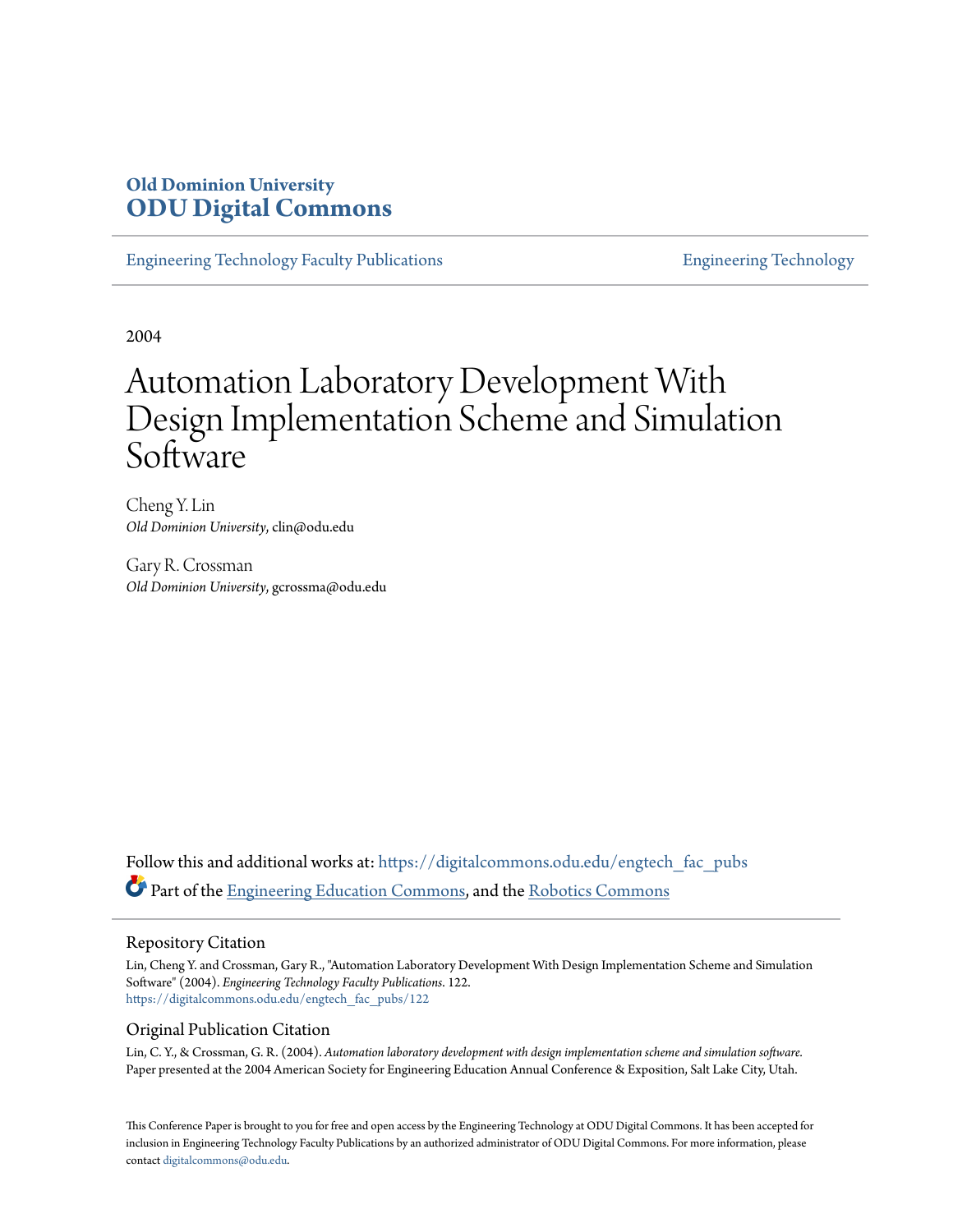**Old Dominion University**
**ODU Digital Commons**

Engineering Technology Faculty Publications | Engineering Technology

2004

# Automation Laboratory Development With Design Implementation Scheme and Simulation Software

Cheng Y. Lin
*Old Dominion University*, clin@odu.edu

Gary R. Crossman
*Old Dominion University*, gcrossma@odu.edu

Follow this and additional works at: https://digitalcommons.odu.edu/engtech_fac_pubs

Part of the Engineering Education Commons, and the Robotics Commons

## Repository Citation

Lin, Cheng Y. and Crossman, Gary R., "Automation Laboratory Development With Design Implementation Scheme and Simulation Software" (2004). *Engineering Technology Faculty Publications*. 122.
https://digitalcommons.odu.edu/engtech_fac_pubs/122

## Original Publication Citation

Lin, C. Y., & Crossman, G. R. (2004). *Automation laboratory development with design implementation scheme and simulation software.* Paper presented at the 2004 American Society for Engineering Education Annual Conference & Exposition, Salt Lake City, Utah.

This Conference Paper is brought to you for free and open access by the Engineering Technology at ODU Digital Commons. It has been accepted for inclusion in Engineering Technology Faculty Publications by an authorized administrator of ODU Digital Commons. For more information, please contact digitalcommons@odu.edu.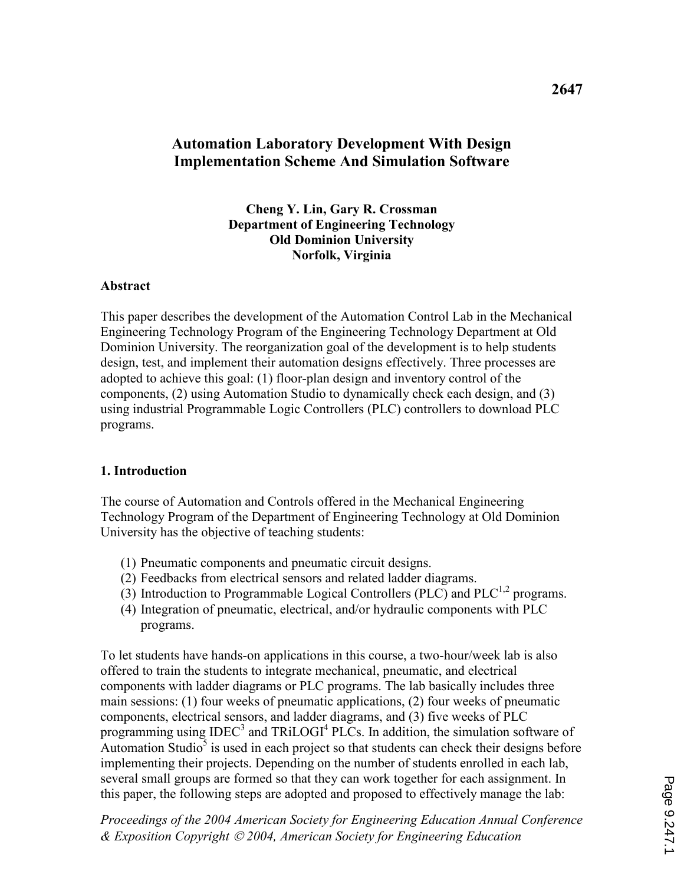# Automation Laboratory Development With Design Implementation Scheme And Simulation Software

**Cheng Y. Lin, Gary R. Crossman**
**Department of Engineering Technology**
**Old Dominion University**
**Norfolk, Virginia**

### Abstract

This paper describes the development of the Automation Control Lab in the Mechanical Engineering Technology Program of the Engineering Technology Department at Old Dominion University. The reorganization goal of the development is to help students design, test, and implement their automation designs effectively. Three processes are adopted to achieve this goal: (1) floor-plan design and inventory control of the components, (2) using Automation Studio to dynamically check each design, and (3) using industrial Programmable Logic Controllers (PLC) controllers to download PLC programs.

### 1. Introduction

The course of Automation and Controls offered in the Mechanical Engineering Technology Program of the Department of Engineering Technology at Old Dominion University has the objective of teaching students:

(1) Pneumatic components and pneumatic circuit designs.
(2) Feedbacks from electrical sensors and related ladder diagrams.
(3) Introduction to Programmable Logical Controllers (PLC) and PLC[1,2] programs.
(4) Integration of pneumatic, electrical, and/or hydraulic components with PLC programs.

To let students have hands-on applications in this course, a two-hour/week lab is also offered to train the students to integrate mechanical, pneumatic, and electrical components with ladder diagrams or PLC programs. The lab basically includes three main sessions: (1) four weeks of pneumatic applications, (2) four weeks of pneumatic components, electrical sensors, and ladder diagrams, and (3) five weeks of PLC programming using IDEC[3] and TRiLOGI[4] PLCs. In addition, the simulation software of Automation Studio[5] is used in each project so that students can check their designs before implementing their projects. Depending on the number of students enrolled in each lab, several small groups are formed so that they can work together for each assignment. In this paper, the following steps are adopted and proposed to effectively manage the lab: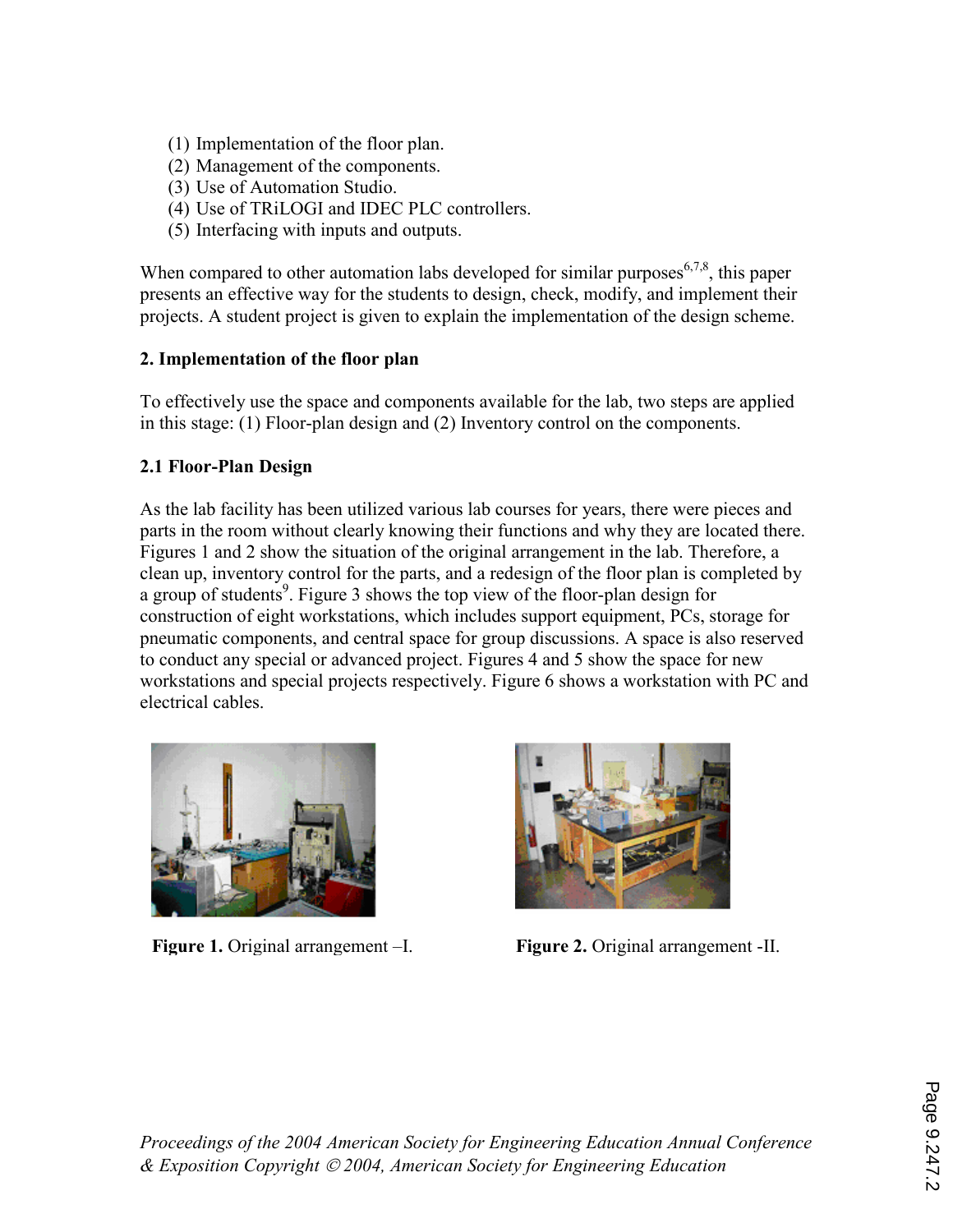(1) Implementation of the floor plan.
(2) Management of the components.
(3) Use of Automation Studio.
(4) Use of TRiLOGI and IDEC PLC controllers.
(5) Interfacing with inputs and outputs.

When compared to other automation labs developed for similar purposes[6,7,8], this paper presents an effective way for the students to design, check, modify, and implement their projects. A student project is given to explain the implementation of the design scheme.

**2. Implementation of the floor plan**

To effectively use the space and components available for the lab, two steps are applied in this stage: (1) Floor-plan design and (2) Inventory control on the components.

**2.1 Floor-Plan Design**

As the lab facility has been utilized various lab courses for years, there were pieces and parts in the room without clearly knowing their functions and why they are located there. Figures 1 and 2 show the situation of the original arrangement in the lab. Therefore, a clean up, inventory control for the parts, and a redesign of the floor plan is completed by a group of students[9]. Figure 3 shows the top view of the floor-plan design for construction of eight workstations, which includes support equipment, PCs, storage for pneumatic components, and central space for group discussions. A space is also reserved to conduct any special or advanced project. Figures 4 and 5 show the space for new workstations and special projects respectively. Figure 6 shows a workstation with PC and electrical cables.

**Figure 1.** Original arrangement –I.

**Figure 2.** Original arrangement -II.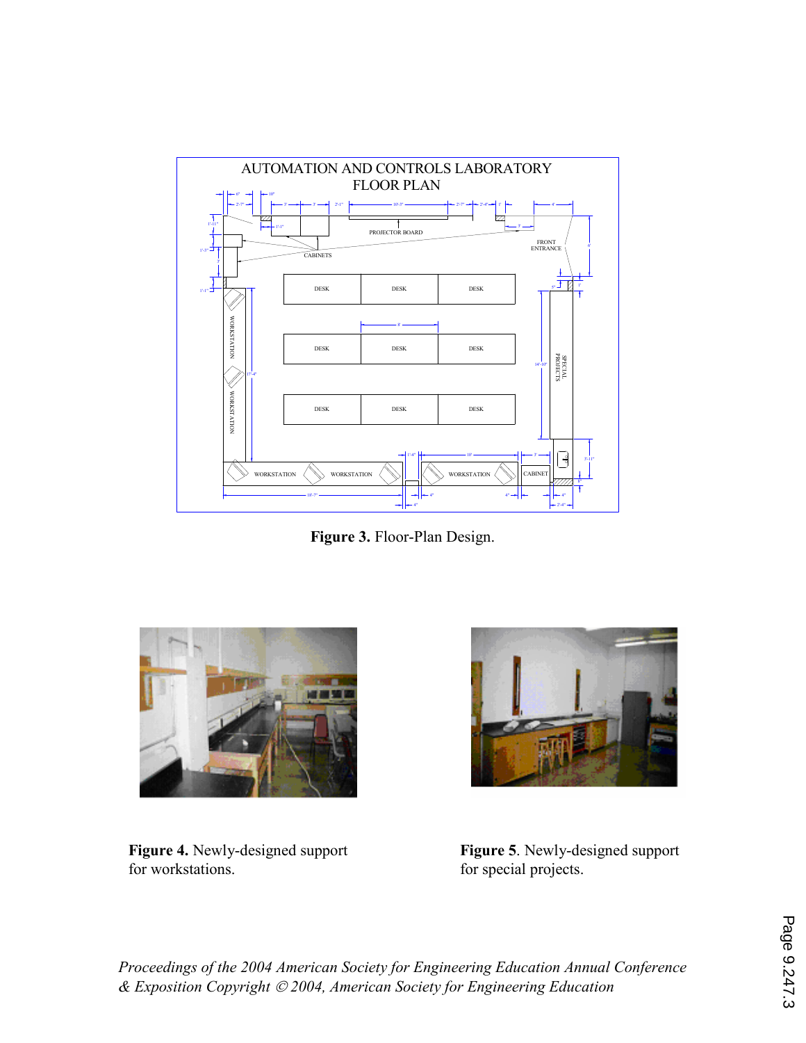**Figure 3.** Floor-Plan Design.

**Figure 4.** Newly-designed support for workstations.

**Figure 5**. Newly-designed support for special projects.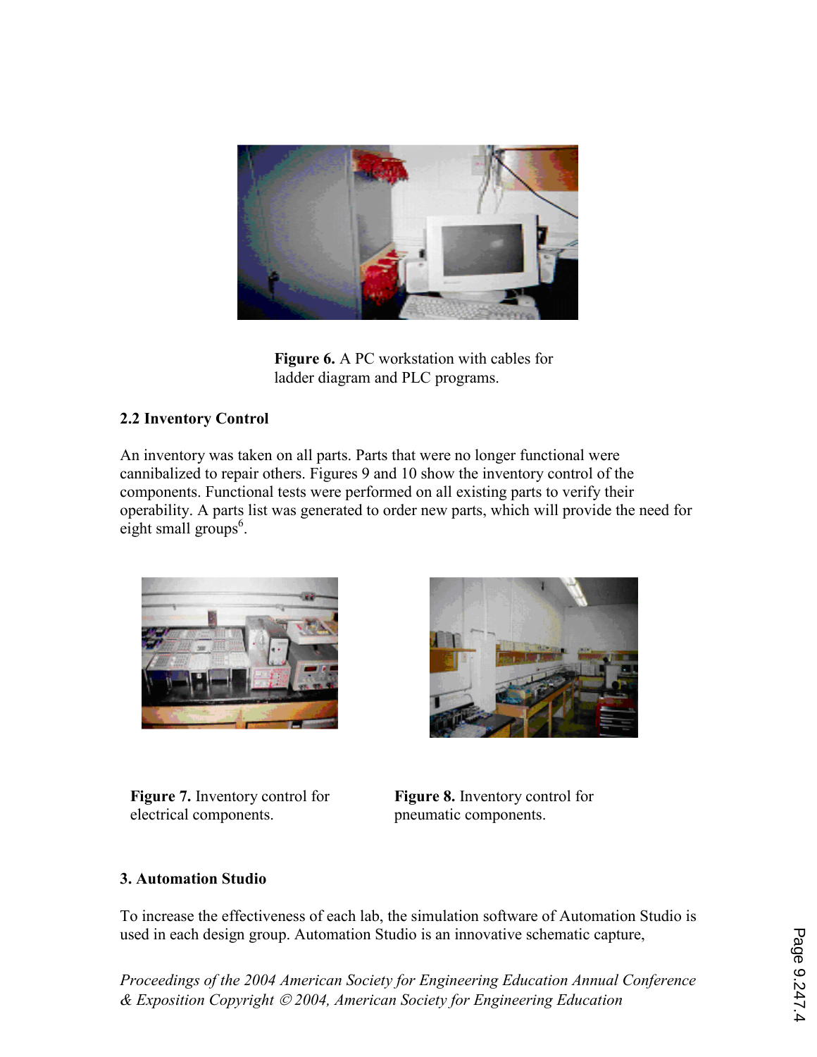**Figure 6.** A PC workstation with cables for ladder diagram and PLC programs.

### 2.2 Inventory Control

An inventory was taken on all parts. Parts that were no longer functional were cannibalized to repair others. Figures 9 and 10 show the inventory control of the components. Functional tests were performed on all existing parts to verify their operability. A parts list was generated to order new parts, which will provide the need for eight small groups[6].

**Figure 7.** Inventory control for electrical components.

**Figure 8.** Inventory control for pneumatic components.

## 3. Automation Studio

To increase the effectiveness of each lab, the simulation software of Automation Studio is used in each design group. Automation Studio is an innovative schematic capture,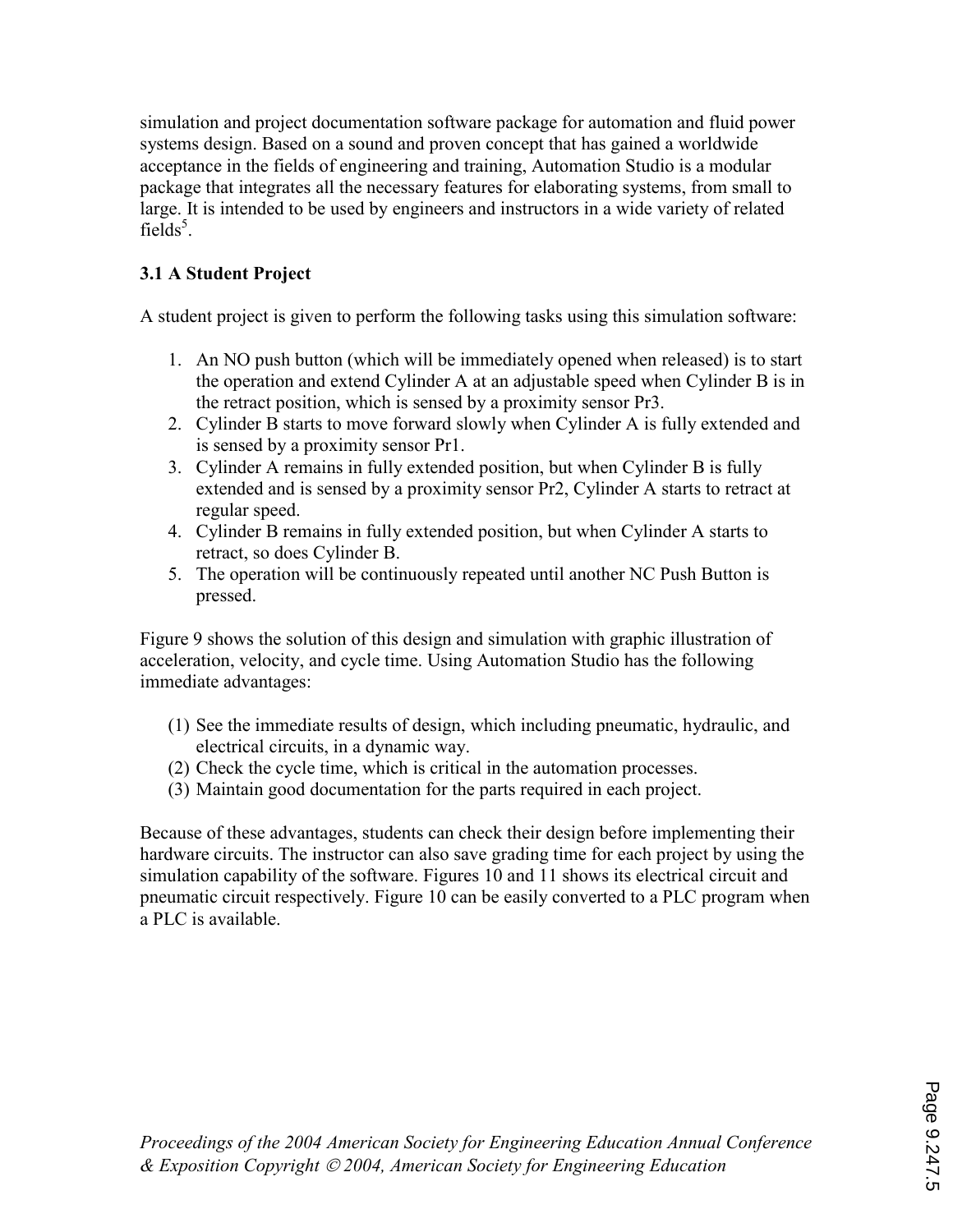simulation and project documentation software package for automation and fluid power systems design. Based on a sound and proven concept that has gained a worldwide acceptance in the fields of engineering and training, Automation Studio is a modular package that integrates all the necessary features for elaborating systems, from small to large. It is intended to be used by engineers and instructors in a wide variety of related fields[5].

### 3.1 A Student Project

A student project is given to perform the following tasks using this simulation software:

1. An NO push button (which will be immediately opened when released) is to start the operation and extend Cylinder A at an adjustable speed when Cylinder B is in the retract position, which is sensed by a proximity sensor Pr3.
2. Cylinder B starts to move forward slowly when Cylinder A is fully extended and is sensed by a proximity sensor Pr1.
3. Cylinder A remains in fully extended position, but when Cylinder B is fully extended and is sensed by a proximity sensor Pr2, Cylinder A starts to retract at regular speed.
4. Cylinder B remains in fully extended position, but when Cylinder A starts to retract, so does Cylinder B.
5. The operation will be continuously repeated until another NC Push Button is pressed.

Figure 9 shows the solution of this design and simulation with graphic illustration of acceleration, velocity, and cycle time. Using Automation Studio has the following immediate advantages:

(1) See the immediate results of design, which including pneumatic, hydraulic, and electrical circuits, in a dynamic way.
(2) Check the cycle time, which is critical in the automation processes.
(3) Maintain good documentation for the parts required in each project.

Because of these advantages, students can check their design before implementing their hardware circuits. The instructor can also save grading time for each project by using the simulation capability of the software. Figures 10 and 11 shows its electrical circuit and pneumatic circuit respectively. Figure 10 can be easily converted to a PLC program when a PLC is available.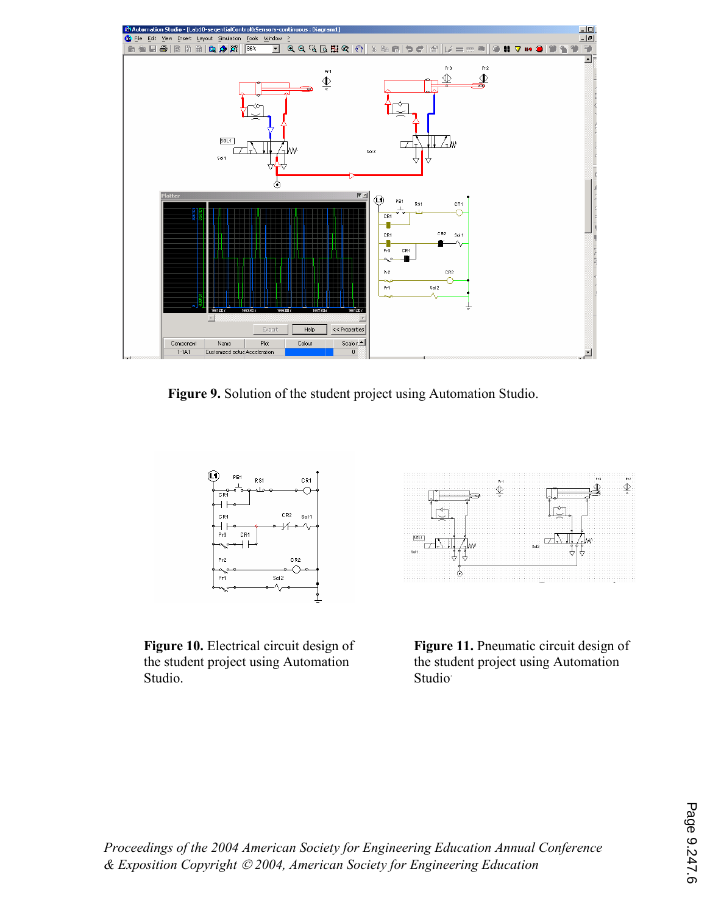**Figure 9.** Solution of the student project using Automation Studio.

**Figure 10.** Electrical circuit design of the student project using Automation Studio.

**Figure 11.** Pneumatic circuit design of the student project using Automation Studio.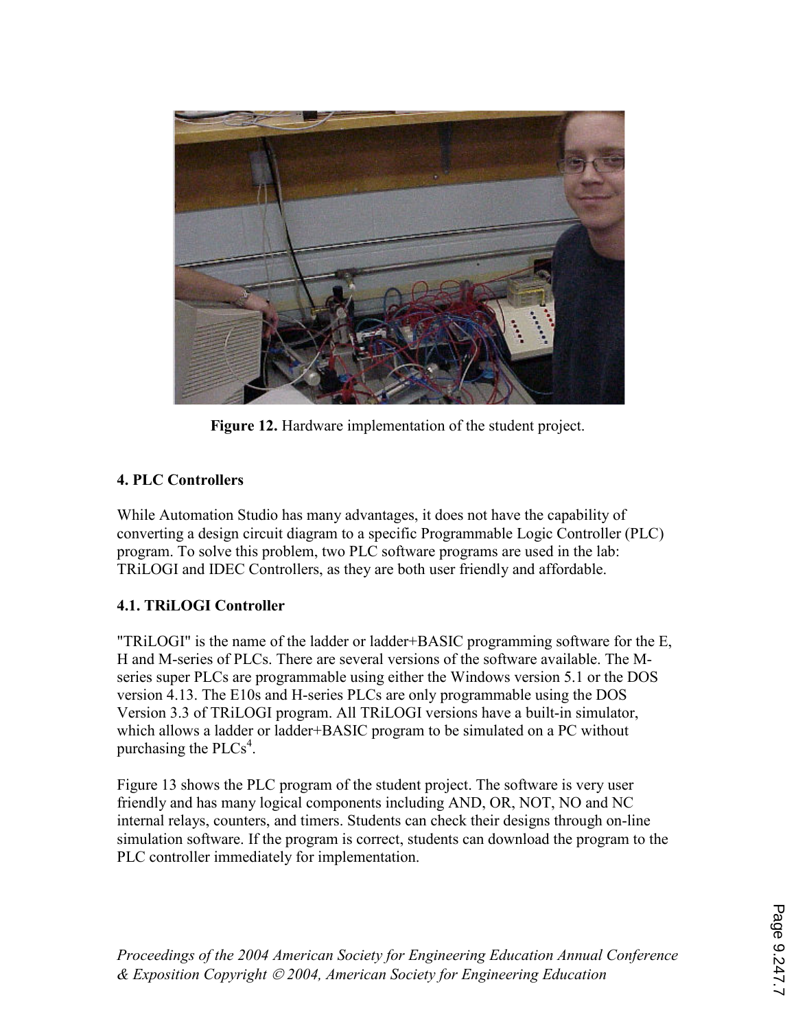Figure 12. Hardware implementation of the student project.

## 4. PLC Controllers

While Automation Studio has many advantages, it does not have the capability of converting a design circuit diagram to a specific Programmable Logic Controller (PLC) program. To solve this problem, two PLC software programs are used in the lab: TRiLOGI and IDEC Controllers, as they are both user friendly and affordable.

### 4.1. TRiLOGI Controller

"TRiLOGI" is the name of the ladder or ladder+BASIC programming software for the E, H and M-series of PLCs. There are several versions of the software available. The M-series super PLCs are programmable using either the Windows version 5.1 or the DOS version 4.13. The E10s and H-series PLCs are only programmable using the DOS Version 3.3 of TRiLOGI program. All TRiLOGI versions have a built-in simulator, which allows a ladder or ladder+BASIC program to be simulated on a PC without purchasing the PLCs[4].

Figure 13 shows the PLC program of the student project. The software is very user friendly and has many logical components including AND, OR, NOT, NO and NC internal relays, counters, and timers. Students can check their designs through on-line simulation software. If the program is correct, students can download the program to the PLC controller immediately for implementation.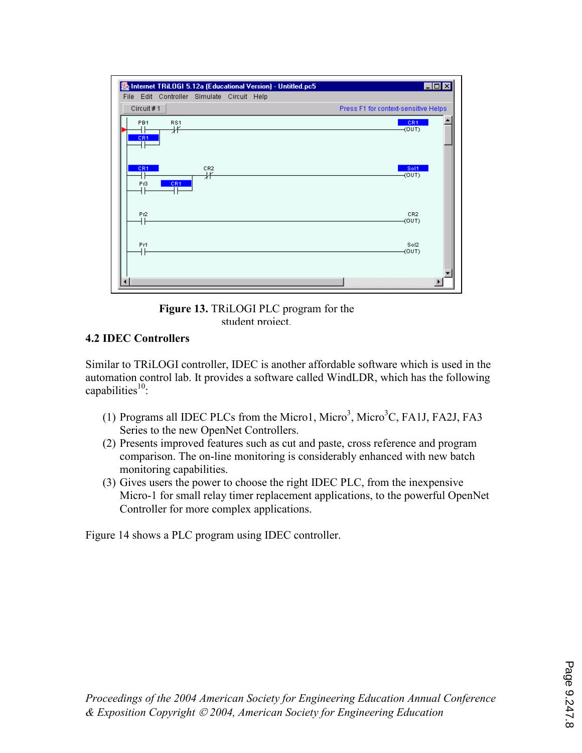**Figure 13.** TRiLOGI PLC program for the student project.

### 4.2 IDEC Controllers

Similar to TRiLOGI controller, IDEC is another affordable software which is used in the automation control lab. It provides a software called WindLDR, which has the following capabilities[10]:

(1) Programs all IDEC PLCs from the Micro1, Micro[3], Micro[3]C, FA1J, FA2J, FA3 Series to the new OpenNet Controllers.
(2) Presents improved features such as cut and paste, cross reference and program comparison. The on-line monitoring is considerably enhanced with new batch monitoring capabilities.
(3) Gives users the power to choose the right IDEC PLC, from the inexpensive Micro-1 for small relay timer replacement applications, to the powerful OpenNet Controller for more complex applications.

Figure 14 shows a PLC program using IDEC controller.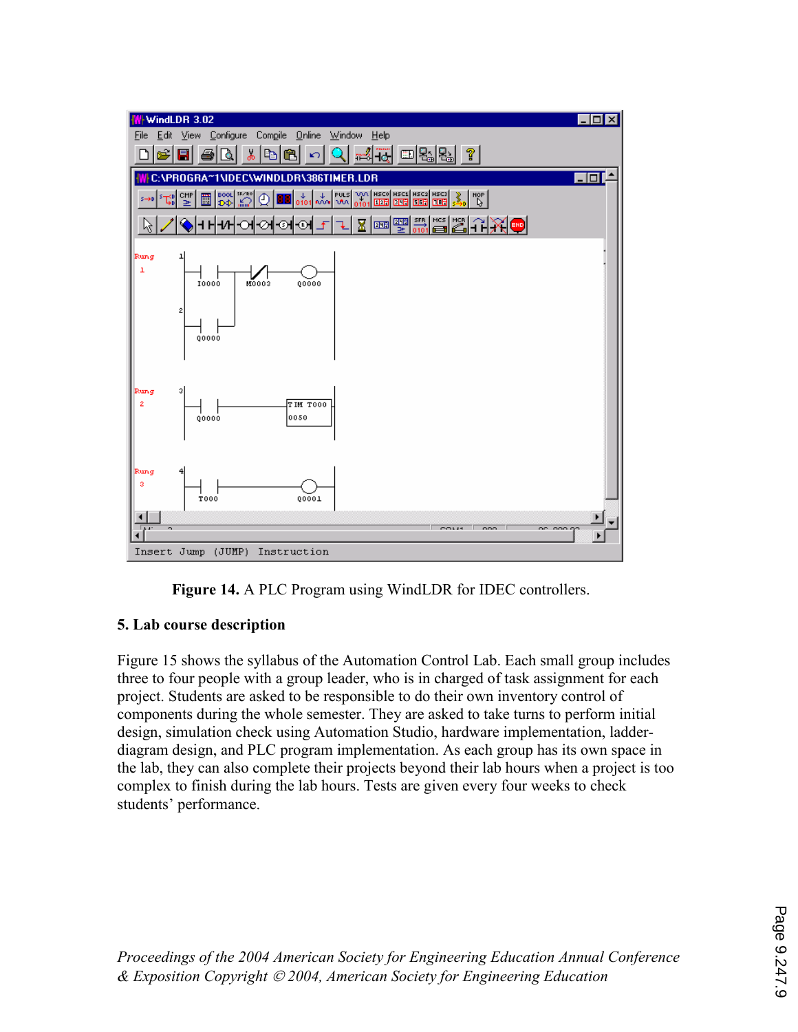**Figure 14.** A PLC Program using WindLDR for IDEC controllers.

## 5. Lab course description

Figure 15 shows the syllabus of the Automation Control Lab. Each small group includes three to four people with a group leader, who is in charged of task assignment for each project. Students are asked to be responsible to do their own inventory control of components during the whole semester. They are asked to take turns to perform initial design, simulation check using Automation Studio, hardware implementation, ladder-diagram design, and PLC program implementation. As each group has its own space in the lab, they can also complete their projects beyond their lab hours when a project is too complex to finish during the lab hours. Tests are given every four weeks to check students' performance.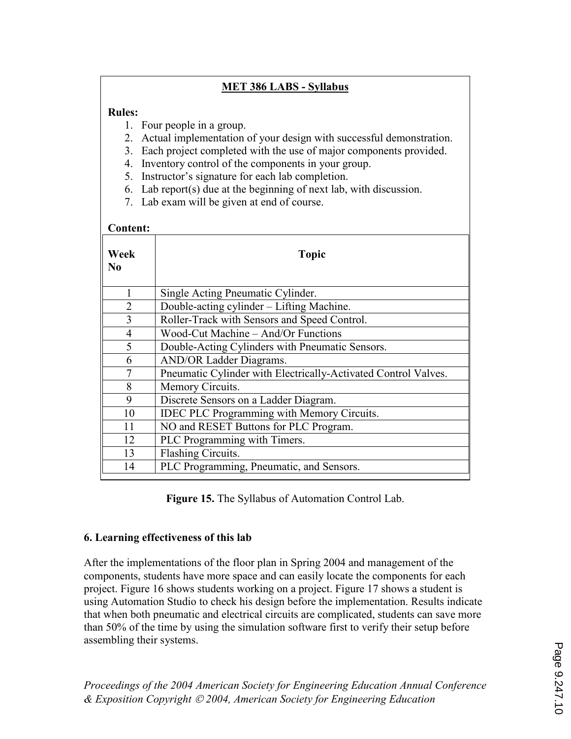**MET 386 LABS - Syllabus**

**Rules:**

1. Four people in a group.
2. Actual implementation of your design with successful demonstration.
3. Each project completed with the use of major components provided.
4. Inventory control of the components in your group.
5. Instructor's signature for each lab completion.
6. Lab report(s) due at the beginning of next lab, with discussion.
7. Lab exam will be given at end of course.

**Content:**

| Week No | Topic |
|---|---|
| 1 | Single Acting Pneumatic Cylinder. |
| 2 | Double-acting cylinder – Lifting Machine. |
| 3 | Roller-Track with Sensors and Speed Control. |
| 4 | Wood-Cut Machine – And/Or Functions |
| 5 | Double-Acting Cylinders with Pneumatic Sensors. |
| 6 | AND/OR Ladder Diagrams. |
| 7 | Pneumatic Cylinder with Electrically-Activated Control Valves. |
| 8 | Memory Circuits. |
| 9 | Discrete Sensors on a Ladder Diagram. |
| 10 | IDEC PLC Programming with Memory Circuits. |
| 11 | NO and RESET Buttons for PLC Program. |
| 12 | PLC Programming with Timers. |
| 13 | Flashing Circuits. |
| 14 | PLC Programming, Pneumatic, and Sensors. |

**Figure 15.** The Syllabus of Automation Control Lab.

### 6. Learning effectiveness of this lab

After the implementations of the floor plan in Spring 2004 and management of the components, students have more space and can easily locate the components for each project. Figure 16 shows students working on a project. Figure 17 shows a student is using Automation Studio to check his design before the implementation. Results indicate that when both pneumatic and electrical circuits are complicated, students can save more than 50% of the time by using the simulation software first to verify their setup before assembling their systems.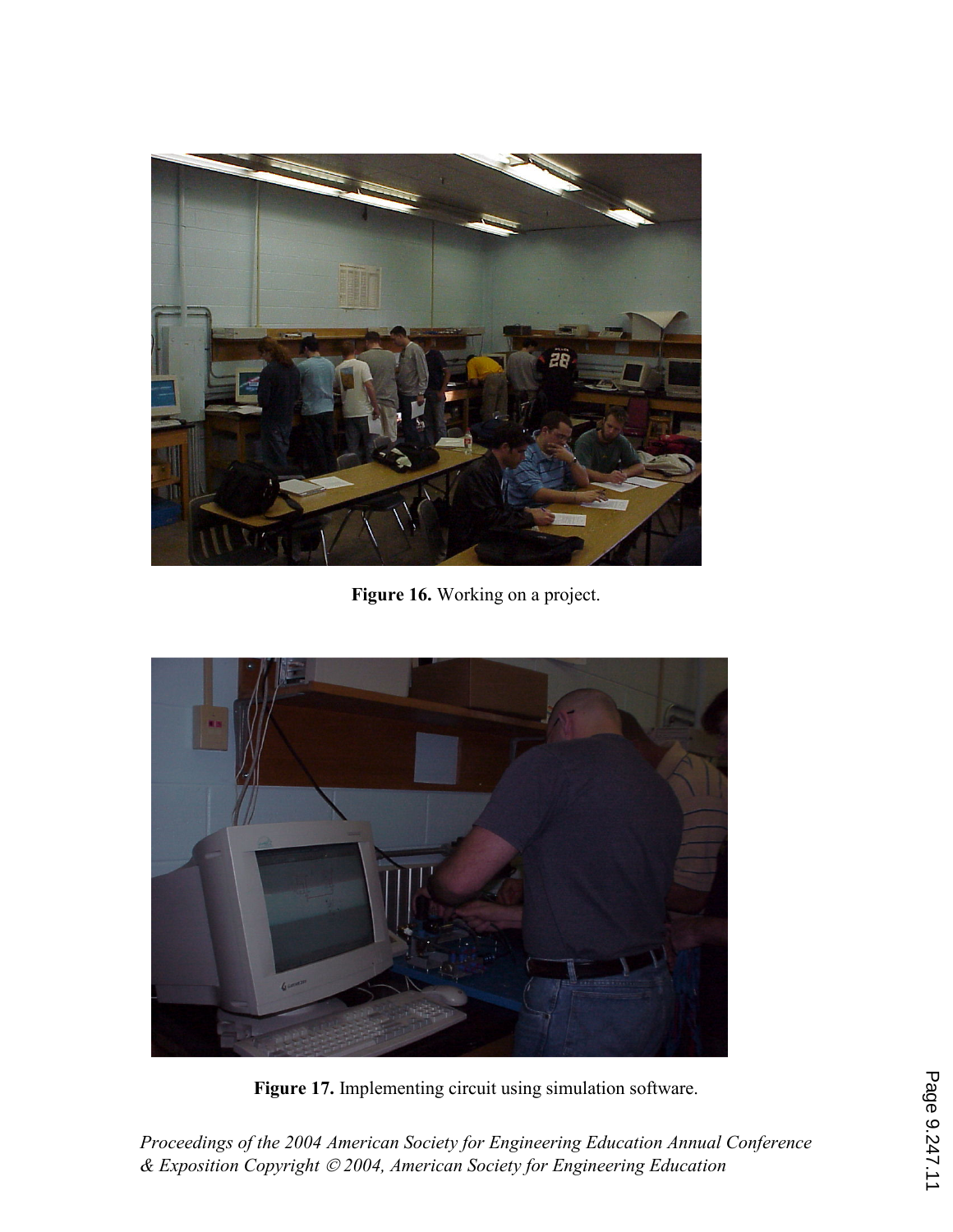**Figure 16.** Working on a project.

**Figure 17.** Implementing circuit using simulation software.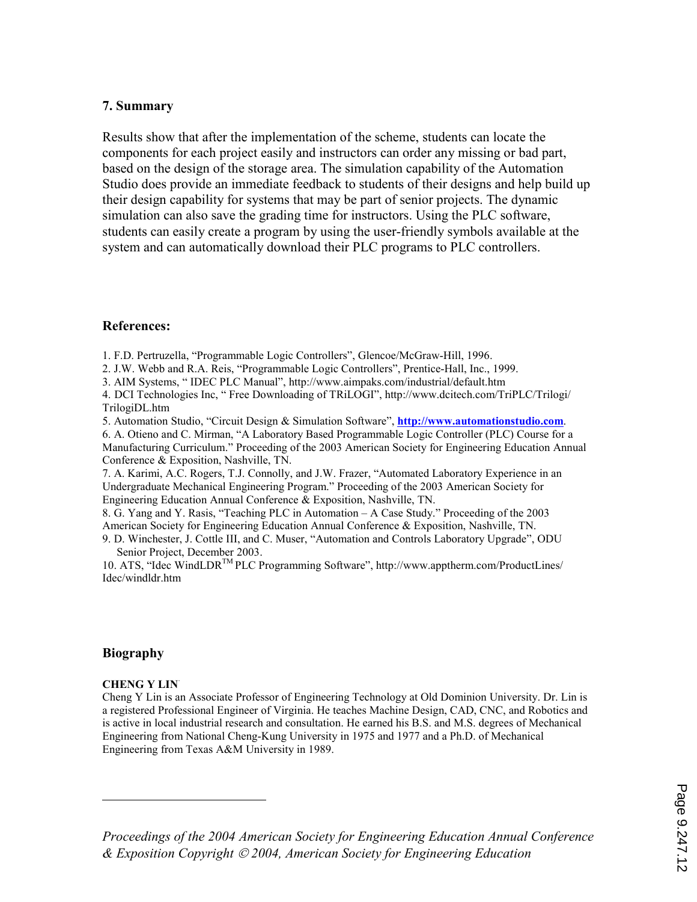## 7. Summary

Results show that after the implementation of the scheme, students can locate the components for each project easily and instructors can order any missing or bad part, based on the design of the storage area. The simulation capability of the Automation Studio does provide an immediate feedback to students of their designs and help build up their design capability for systems that may be part of senior projects. The dynamic simulation can also save the grading time for instructors. Using the PLC software, students can easily create a program by using the user-friendly symbols available at the system and can automatically download their PLC programs to PLC controllers.

## References:

1. F.D. Pertruzella, "Programmable Logic Controllers", Glencoe/McGraw-Hill, 1996.
2. J.W. Webb and R.A. Reis, "Programmable Logic Controllers", Prentice-Hall, Inc., 1999.
3. AIM Systems, " IDEC PLC Manual", http://www.aimpaks.com/industrial/default.htm
4. DCI Technologies Inc, " Free Downloading of TRiLOGI", http://www.dcitech.com/TriPLC/Trilogi/TrilogiDL.htm
5. Automation Studio, "Circuit Design & Simulation Software", **http://www.automationstudio.com**.
6. A. Otieno and C. Mirman, "A Laboratory Based Programmable Logic Controller (PLC) Course for a Manufacturing Curriculum." Proceeding of the 2003 American Society for Engineering Education Annual Conference & Exposition, Nashville, TN.
7. A. Karimi, A.C. Rogers, T.J. Connolly, and J.W. Frazer, "Automated Laboratory Experience in an Undergraduate Mechanical Engineering Program." Proceeding of the 2003 American Society for Engineering Education Annual Conference & Exposition, Nashville, TN.
8. G. Yang and Y. Rasis, "Teaching PLC in Automation – A Case Study." Proceeding of the 2003 American Society for Engineering Education Annual Conference & Exposition, Nashville, TN.
9. D. Winchester, J. Cottle III, and C. Muser, "Automation and Controls Laboratory Upgrade", ODU Senior Project, December 2003.
10. ATS, "Idec WindLDR™ PLC Programming Software", http://www.apptherm.com/ProductLines/Idec/windldr.htm

## Biography

**CHENG Y LIN**

Cheng Y Lin is an Associate Professor of Engineering Technology at Old Dominion University. Dr. Lin is a registered Professional Engineer of Virginia. He teaches Machine Design, CAD, CNC, and Robotics and is active in local industrial research and consultation. He earned his B.S. and M.S. degrees of Mechanical Engineering from National Cheng-Kung University in 1975 and 1977 and a Ph.D. of Mechanical Engineering from Texas A&M University in 1989.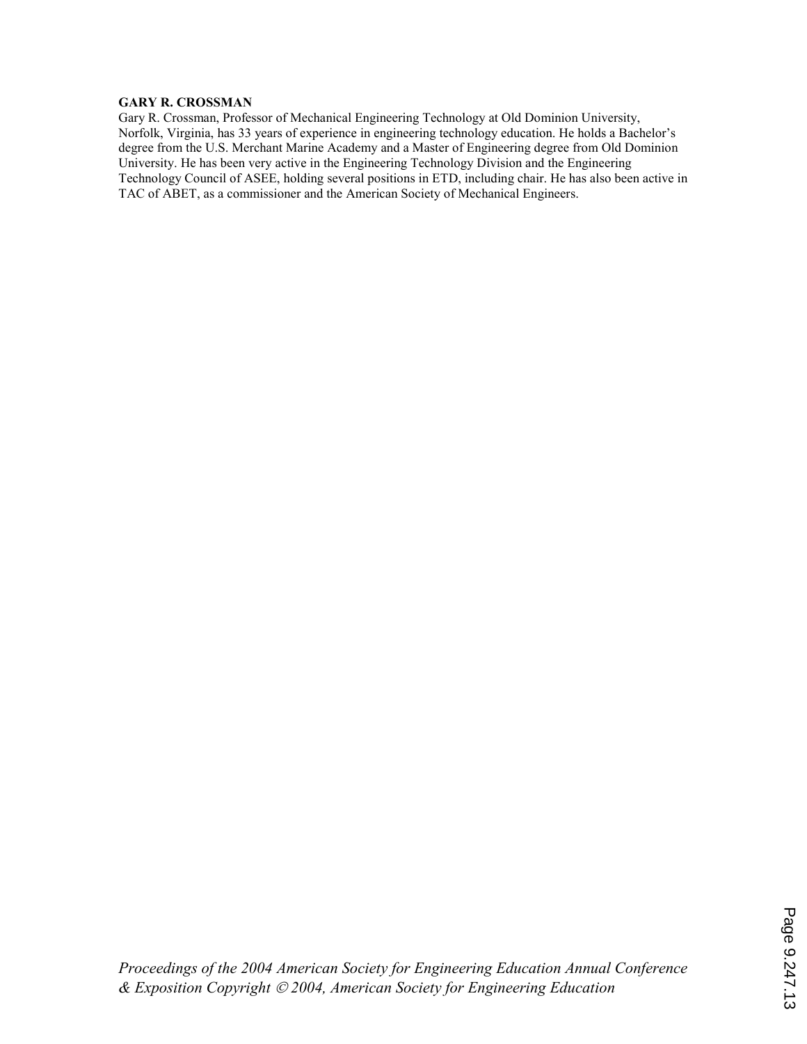**GARY R. CROSSMAN**

Gary R. Crossman, Professor of Mechanical Engineering Technology at Old Dominion University, Norfolk, Virginia, has 33 years of experience in engineering technology education. He holds a Bachelor's degree from the U.S. Merchant Marine Academy and a Master of Engineering degree from Old Dominion University. He has been very active in the Engineering Technology Division and the Engineering Technology Council of ASEE, holding several positions in ETD, including chair. He has also been active in TAC of ABET, as a commissioner and the American Society of Mechanical Engineers.